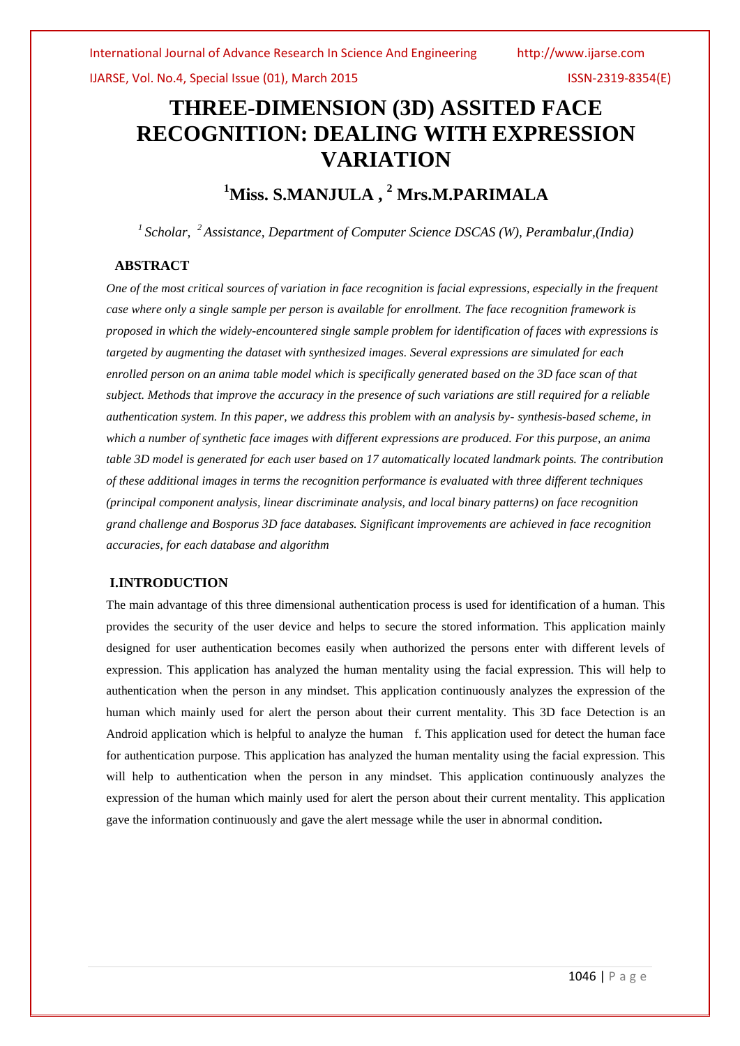# THREE-DIMENSION (3D) ASSITED FACE RECOGNITION: DEALING WITH EXPRESSION VARIATION

## [1]Miss. S.MANJULA , [2] Mrs.M.PARIMALA

*[1] Scholar, [2] Assistance, Department of Computer Science DSCAS (W), Perambalur,(India)*

### ABSTRACT

*One of the most critical sources of variation in face recognition is facial expressions, especially in the frequent case where only a single sample per person is available for enrollment. The face recognition framework is proposed in which the widely-encountered single sample problem for identification of faces with expressions is targeted by augmenting the dataset with synthesized images. Several expressions are simulated for each enrolled person on an anima table model which is specifically generated based on the 3D face scan of that subject. Methods that improve the accuracy in the presence of such variations are still required for a reliable authentication system. In this paper, we address this problem with an analysis by- synthesis-based scheme, in which a number of synthetic face images with different expressions are produced. For this purpose, an anima table 3D model is generated for each user based on 17 automatically located landmark points. The contribution of these additional images in terms the recognition performance is evaluated with three different techniques (principal component analysis, linear discriminate analysis, and local binary patterns) on face recognition grand challenge and Bosporus 3D face databases. Significant improvements are achieved in face recognition accuracies, for each database and algorithm*

### I.INTRODUCTION

The main advantage of this three dimensional authentication process is used for identification of a human. This provides the security of the user device and helps to secure the stored information. This application mainly designed for user authentication becomes easily when authorized the persons enter with different levels of expression. This application has analyzed the human mentality using the facial expression. This will help to authentication when the person in any mindset. This application continuously analyzes the expression of the human which mainly used for alert the person about their current mentality. This 3D face Detection is an Android application which is helpful to analyze the human f. This application used for detect the human face for authentication purpose. This application has analyzed the human mentality using the facial expression. This will help to authentication when the person in any mindset. This application continuously analyzes the expression of the human which mainly used for alert the person about their current mentality. This application gave the information continuously and gave the alert message while the user in abnormal condition**.**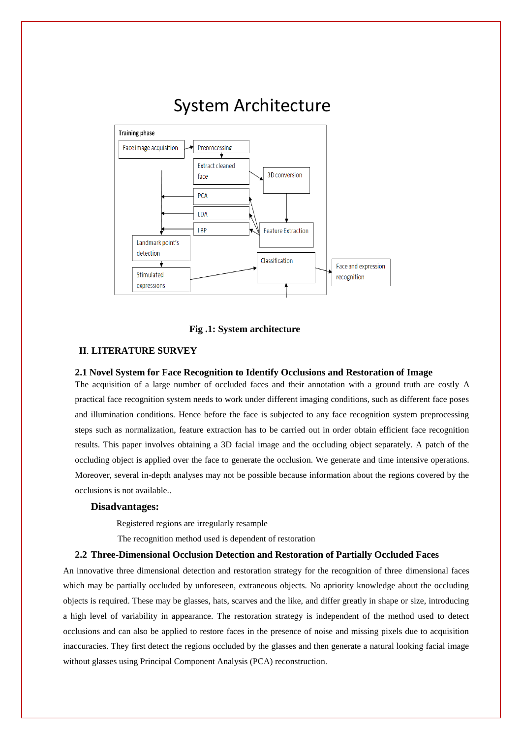# System Architecture

Fig .1: System architecture

## II. LITERATURE SURVEY

### 2.1 Novel System for Face Recognition to Identify Occlusions and Restoration of Image

The acquisition of a large number of occluded faces and their annotation with a ground truth are costly A practical face recognition system needs to work under different imaging conditions, such as different face poses and illumination conditions. Hence before the face is subjected to any face recognition system preprocessing steps such as normalization, feature extraction has to be carried out in order obtain efficient face recognition results. This paper involves obtaining a 3D facial image and the occluding object separately. A patch of the occluding object is applied over the face to generate the occlusion. We generate and time intensive operations. Moreover, several in-depth analyses may not be possible because information about the regions covered by the occlusions is not available..

**Disadvantages:**

Registered regions are irregularly resample

The recognition method used is dependent of restoration

### 2.2 Three-Dimensional Occlusion Detection and Restoration of Partially Occluded Faces

An innovative three dimensional detection and restoration strategy for the recognition of three dimensional faces which may be partially occluded by unforeseen, extraneous objects. No apriority knowledge about the occluding objects is required. These may be glasses, hats, scarves and the like, and differ greatly in shape or size, introducing a high level of variability in appearance. The restoration strategy is independent of the method used to detect occlusions and can also be applied to restore faces in the presence of noise and missing pixels due to acquisition inaccuracies. They first detect the regions occluded by the glasses and then generate a natural looking facial image without glasses using Principal Component Analysis (PCA) reconstruction.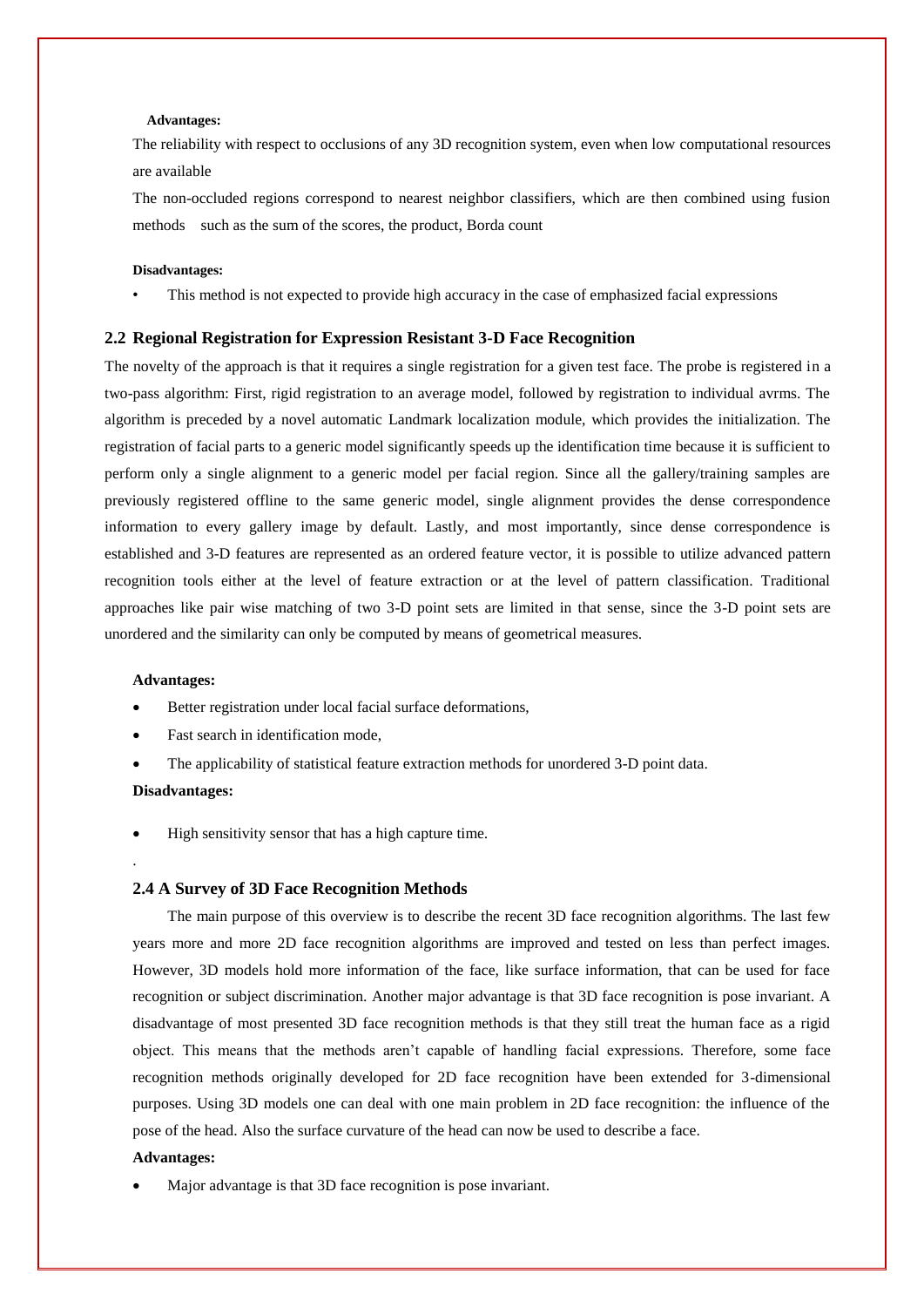**Advantages:**

The reliability with respect to occlusions of any 3D recognition system, even when low computational resources are available

The non-occluded regions correspond to nearest neighbor classifiers, which are then combined using fusion methods such as the sum of the scores, the product, Borda count

**Disadvantages:**

- This method is not expected to provide high accuracy in the case of emphasized facial expressions

## 2.2 Regional Registration for Expression Resistant 3-D Face Recognition

The novelty of the approach is that it requires a single registration for a given test face. The probe is registered in a two-pass algorithm: First, rigid registration to an average model, followed by registration to individual avrms. The algorithm is preceded by a novel automatic Landmark localization module, which provides the initialization. The registration of facial parts to a generic model significantly speeds up the identification time because it is sufficient to perform only a single alignment to a generic model per facial region. Since all the gallery/training samples are previously registered offline to the same generic model, single alignment provides the dense correspondence information to every gallery image by default. Lastly, and most importantly, since dense correspondence is established and 3-D features are represented as an ordered feature vector, it is possible to utilize advanced pattern recognition tools either at the level of feature extraction or at the level of pattern classification. Traditional approaches like pair wise matching of two 3-D point sets are limited in that sense, since the 3-D point sets are unordered and the similarity can only be computed by means of geometrical measures.

**Advantages:**

- Better registration under local facial surface deformations,
- Fast search in identification mode,
- The applicability of statistical feature extraction methods for unordered 3-D point data.

**Disadvantages:**

- High sensitivity sensor that has a high capture time.

.

## 2.4 A Survey of 3D Face Recognition Methods

The main purpose of this overview is to describe the recent 3D face recognition algorithms. The last few years more and more 2D face recognition algorithms are improved and tested on less than perfect images. However, 3D models hold more information of the face, like surface information, that can be used for face recognition or subject discrimination. Another major advantage is that 3D face recognition is pose invariant. A disadvantage of most presented 3D face recognition methods is that they still treat the human face as a rigid object. This means that the methods aren't capable of handling facial expressions. Therefore, some face recognition methods originally developed for 2D face recognition have been extended for 3-dimensional purposes. Using 3D models one can deal with one main problem in 2D face recognition: the influence of the pose of the head. Also the surface curvature of the head can now be used to describe a face.

**Advantages:**

- Major advantage is that 3D face recognition is pose invariant.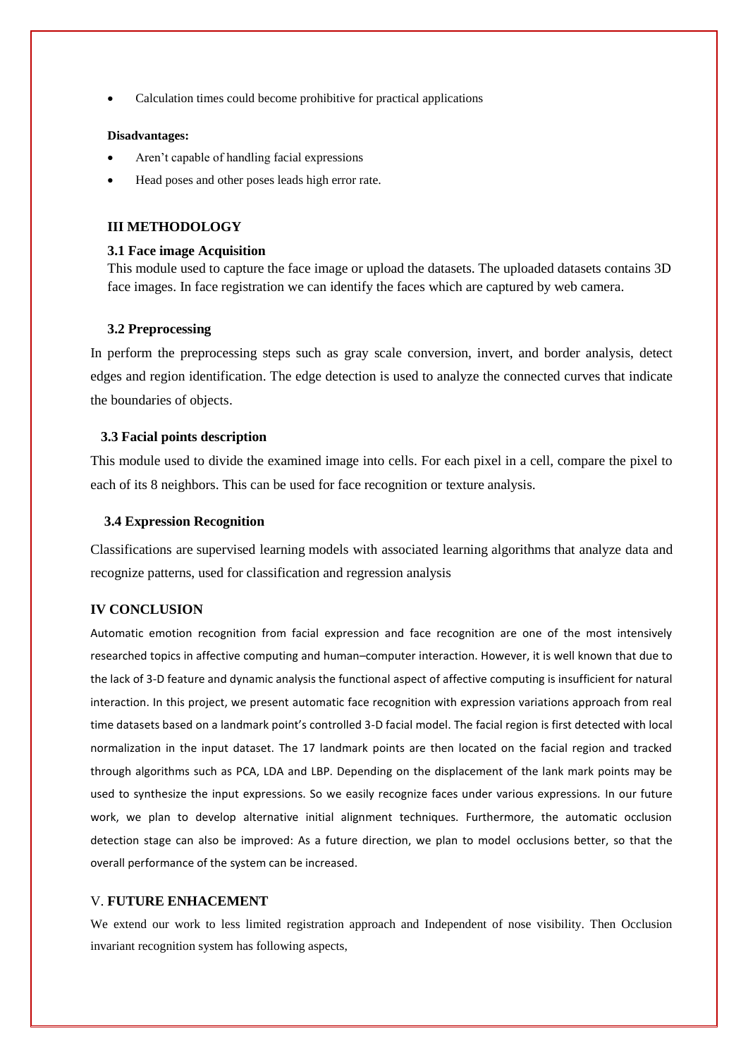- Calculation times could become prohibitive for practical applications

**Disadvantages:**

- Aren't capable of handling facial expressions
- Head poses and other poses leads high error rate.

## III METHODOLOGY

### 3.1 Face image Acquisition

This module used to capture the face image or upload the datasets. The uploaded datasets contains 3D face images. In face registration we can identify the faces which are captured by web camera.

### 3.2 Preprocessing

In perform the preprocessing steps such as gray scale conversion, invert, and border analysis, detect edges and region identification. The edge detection is used to analyze the connected curves that indicate the boundaries of objects.

### 3.3 Facial points description

This module used to divide the examined image into cells. For each pixel in a cell, compare the pixel to each of its 8 neighbors. This can be used for face recognition or texture analysis.

### 3.4 Expression Recognition

Classifications are supervised learning models with associated learning algorithms that analyze data and recognize patterns, used for classification and regression analysis

## IV CONCLUSION

Automatic emotion recognition from facial expression and face recognition are one of the most intensively researched topics in affective computing and human–computer interaction. However, it is well known that due to the lack of 3-D feature and dynamic analysis the functional aspect of affective computing is insufficient for natural interaction. In this project, we present automatic face recognition with expression variations approach from real time datasets based on a landmark point's controlled 3-D facial model. The facial region is first detected with local normalization in the input dataset. The 17 landmark points are then located on the facial region and tracked through algorithms such as PCA, LDA and LBP. Depending on the displacement of the lank mark points may be used to synthesize the input expressions. So we easily recognize faces under various expressions. In our future work, we plan to develop alternative initial alignment techniques. Furthermore, the automatic occlusion detection stage can also be improved: As a future direction, we plan to model occlusions better, so that the overall performance of the system can be increased.

## V. FUTURE ENHACEMENT

We extend our work to less limited registration approach and Independent of nose visibility. Then Occlusion invariant recognition system has following aspects,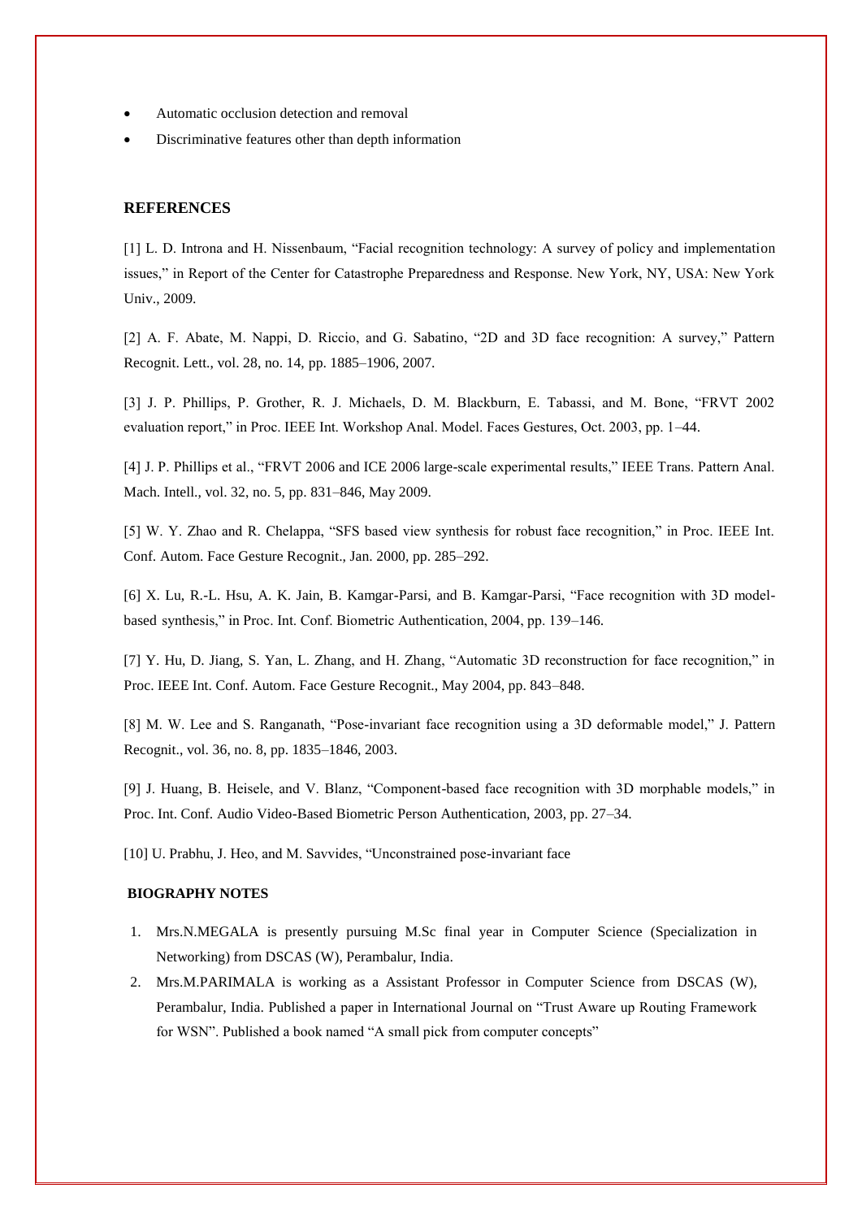- Automatic occlusion detection and removal
- Discriminative features other than depth information

## REFERENCES

[1] L. D. Introna and H. Nissenbaum, “Facial recognition technology: A survey of policy and implementation issues,” in Report of the Center for Catastrophe Preparedness and Response. New York, NY, USA: New York Univ., 2009.

[2] A. F. Abate, M. Nappi, D. Riccio, and G. Sabatino, “2D and 3D face recognition: A survey,” Pattern Recognit. Lett., vol. 28, no. 14, pp. 1885–1906, 2007.

[3] J. P. Phillips, P. Grother, R. J. Michaels, D. M. Blackburn, E. Tabassi, and M. Bone, “FRVT 2002 evaluation report,” in Proc. IEEE Int. Workshop Anal. Model. Faces Gestures, Oct. 2003, pp. 1–44.

[4] J. P. Phillips et al., “FRVT 2006 and ICE 2006 large-scale experimental results,” IEEE Trans. Pattern Anal. Mach. Intell., vol. 32, no. 5, pp. 831–846, May 2009.

[5] W. Y. Zhao and R. Chelappa, “SFS based view synthesis for robust face recognition,” in Proc. IEEE Int. Conf. Autom. Face Gesture Recognit., Jan. 2000, pp. 285–292.

[6] X. Lu, R.-L. Hsu, A. K. Jain, B. Kamgar-Parsi, and B. Kamgar-Parsi, “Face recognition with 3D model-based synthesis,” in Proc. Int. Conf. Biometric Authentication, 2004, pp. 139–146.

[7] Y. Hu, D. Jiang, S. Yan, L. Zhang, and H. Zhang, “Automatic 3D reconstruction for face recognition,” in Proc. IEEE Int. Conf. Autom. Face Gesture Recognit., May 2004, pp. 843–848.

[8] M. W. Lee and S. Ranganath, “Pose-invariant face recognition using a 3D deformable model,” J. Pattern Recognit., vol. 36, no. 8, pp. 1835–1846, 2003.

[9] J. Huang, B. Heisele, and V. Blanz, “Component-based face recognition with 3D morphable models,” in Proc. Int. Conf. Audio Video-Based Biometric Person Authentication, 2003, pp. 27–34.

[10] U. Prabhu, J. Heo, and M. Savvides, “Unconstrained pose-invariant face

## BIOGRAPHY NOTES

1. Mrs.N.MEGALA is presently pursuing M.Sc final year in Computer Science (Specialization in Networking) from DSCAS (W), Perambalur, India.
2. Mrs.M.PARIMALA is working as a Assistant Professor in Computer Science from DSCAS (W), Perambalur, India. Published a paper in International Journal on “Trust Aware up Routing Framework for WSN”. Published a book named “A small pick from computer concepts”